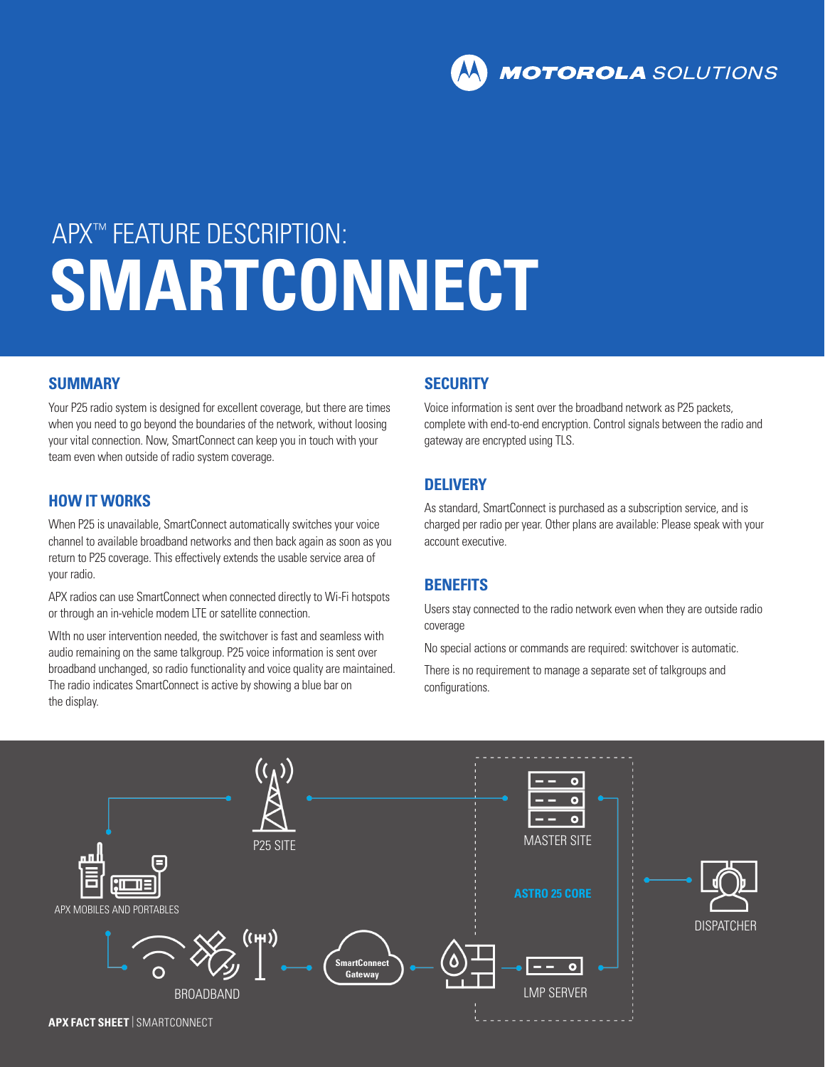MOTOROLA SOLUTIONS

# APX™ FEATURE DESCRIPTION: SMARTCONNECT

## SUMMARY

Your P25 radio system is designed for excellent coverage, but there are times when you need to go beyond the boundaries of the network, without loosing your vital connection. Now, SmartConnect can keep you in touch with your team even when outside of radio system coverage.

## HOW IT WORKS

When P25 is unavailable, SmartConnect automatically switches your voice channel to available broadband networks and then back again as soon as you return to P25 coverage. This effectively extends the usable service area of your radio.

APX radios can use SmartConnect when connected directly to Wi-Fi hotspots or through an in-vehicle modem LTE or satellite connection.

WIth no user intervention needed, the switchover is fast and seamless with audio remaining on the same talkgroup. P25 voice information is sent over broadband unchanged, so radio functionality and voice quality are maintained. The radio indicates SmartConnect is active by showing a blue bar on the display.

## SECURITY

Voice information is sent over the broadband network as P25 packets, complete with end-to-end encryption. Control signals between the radio and gateway are encrypted using TLS.

## DELIVERY

As standard, SmartConnect is purchased as a subscription service, and is charged per radio per year. Other plans are available: Please speak with your account executive.

## BENEFITS

Users stay connected to the radio network even when they are outside radio coverage

No special actions or commands are required: switchover is automatic.

There is no requirement to manage a separate set of talkgroups and configurations.

P25 SITE

MASTER SITE

ASTRO 25 CORE

APX MOBILES AND PORTABLES

DISPATCHER

SmartConnect Gateway

BROADBAND

LMP SERVER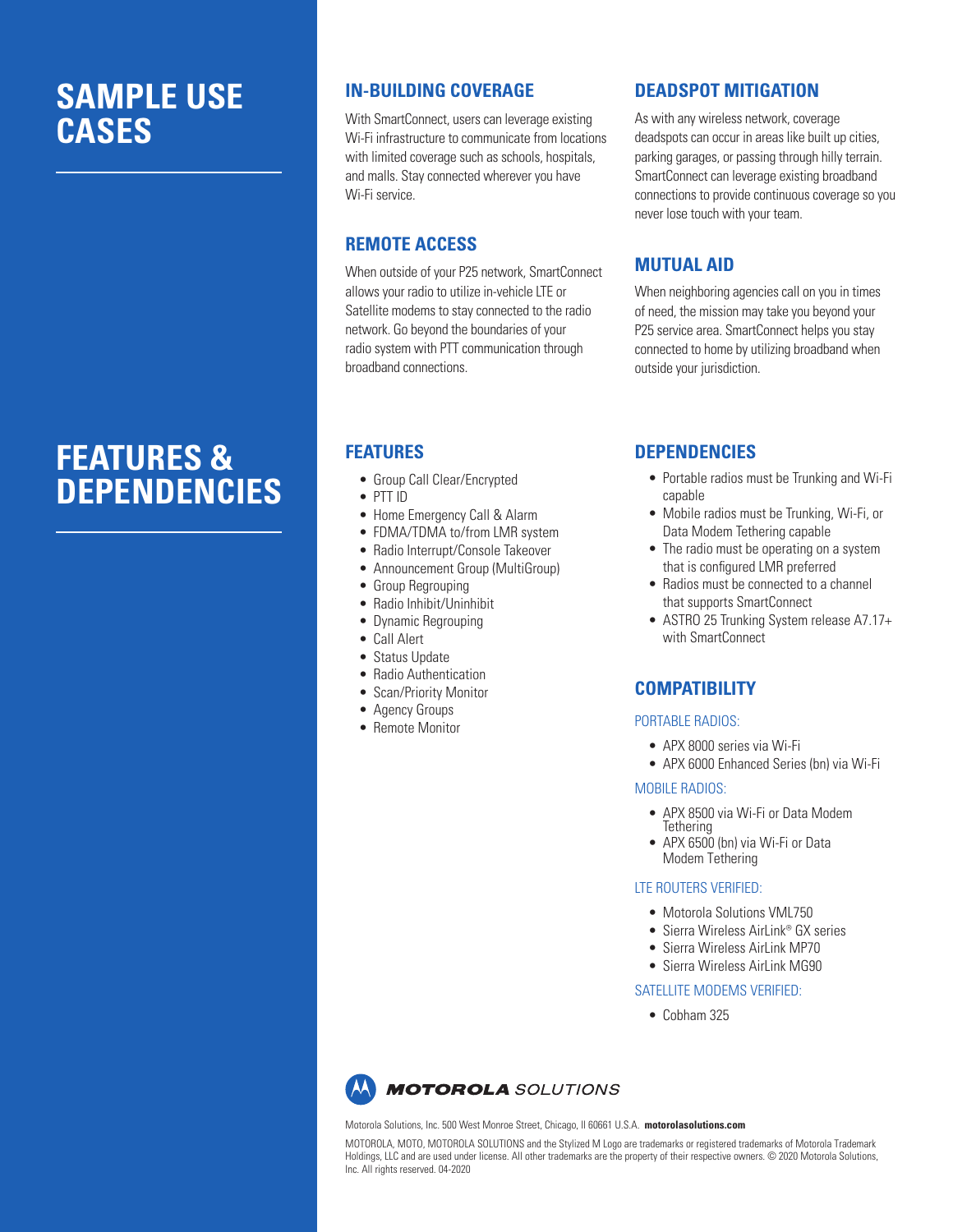# SAMPLE USE CASES

## IN-BUILDING COVERAGE

With SmartConnect, users can leverage existing Wi-Fi infrastructure to communicate from locations with limited coverage such as schools, hospitals, and malls. Stay connected wherever you have Wi-Fi service.

## REMOTE ACCESS

When outside of your P25 network, SmartConnect allows your radio to utilize in-vehicle LTE or Satellite modems to stay connected to the radio network. Go beyond the boundaries of your radio system with PTT communication through broadband connections.

## DEADSPOT MITIGATION

As with any wireless network, coverage deadspots can occur in areas like built up cities, parking garages, or passing through hilly terrain. SmartConnect can leverage existing broadband connections to provide continuous coverage so you never lose touch with your team.

## MUTUAL AID

When neighboring agencies call on you in times of need, the mission may take you beyond your P25 service area. SmartConnect helps you stay connected to home by utilizing broadband when outside your jurisdiction.

# FEATURES & DEPENDENCIES

## FEATURES

- Group Call Clear/Encrypted
- PTT ID
- Home Emergency Call & Alarm
- FDMA/TDMA to/from LMR system
- Radio Interrupt/Console Takeover
- Announcement Group (MultiGroup)
- Group Regrouping
- Radio Inhibit/Uninhibit
- Dynamic Regrouping
- Call Alert
- Status Update
- Radio Authentication
- Scan/Priority Monitor
- Agency Groups
- Remote Monitor

## DEPENDENCIES

- Portable radios must be Trunking and Wi-Fi capable
- Mobile radios must be Trunking, Wi-Fi, or Data Modem Tethering capable
- The radio must be operating on a system that is configured LMR preferred
- Radios must be connected to a channel that supports SmartConnect
- ASTRO 25 Trunking System release A7.17+ with SmartConnect

## COMPATIBILITY

### PORTABLE RADIOS:

- APX 8000 series via Wi-Fi
- APX 6000 Enhanced Series (bn) via Wi-Fi

### MOBILE RADIOS:

- APX 8500 via Wi-Fi or Data Modem Tethering
- APX 6500 (bn) via Wi-Fi or Data Modem Tethering

### LTE ROUTERS VERIFIED:

- Motorola Solutions VML750
- Sierra Wireless AirLink® GX series
- Sierra Wireless AirLink MP70
- Sierra Wireless AirLink MG90

### SATELLITE MODEMS VERIFIED:

- Cobham 325

MOTOROLA SOLUTIONS

Motorola Solutions, Inc. 500 West Monroe Street, Chicago, Il 60661 U.S.A. **motorolasolutions.com**

MOTOROLA, MOTO, MOTOROLA SOLUTIONS and the Stylized M Logo are trademarks or registered trademarks of Motorola Trademark Holdings, LLC and are used under license. All other trademarks are the property of their respective owners. © 2020 Motorola Solutions, Inc. All rights reserved. 04-2020